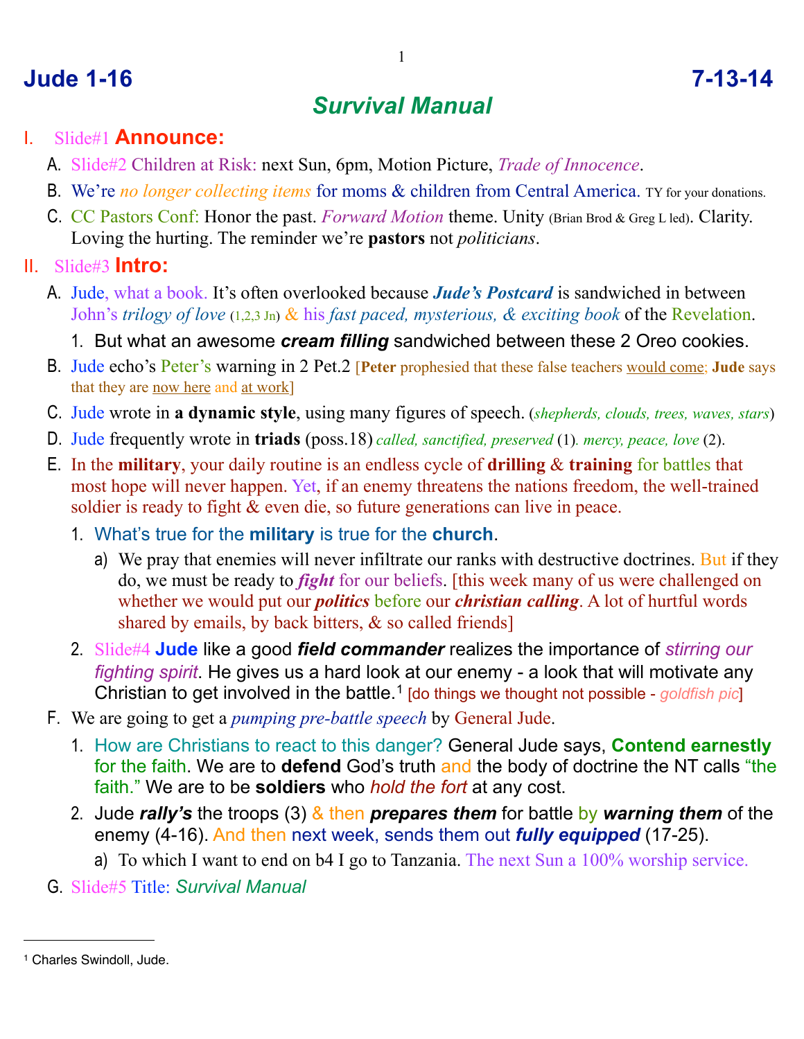# Jude 1-16 7-13-14

## *Survival Manual*

I. Slide#1 **Announce:**

A. Slide#2 Children at Risk: next Sun, 6pm, Motion Picture, *Trade of Innocence*.

B. We're *no longer collecting items* for moms & children from Central America. TY for your donations.

C. CC Pastors Conf: Honor the past. *Forward Motion* theme. Unity (Brian Brod & Greg L led). Clarity. Loving the hurting. The reminder we're **pastors** not *politicians*.

II. Slide#3 **Intro:**

A. Jude, what a book. It's often overlooked because ***Jude's Postcard*** is sandwiched in between John's *trilogy of love* (1,2,3 Jn) & his *fast paced, mysterious, & exciting book* of the Revelation.

1. But what an awesome ***cream filling*** sandwiched between these 2 Oreo cookies.

B. Jude echo's Peter's warning in 2 Pet.2 [**Peter** prophesied that these false teachers would come; **Jude** says that they are now here and at work]

C. Jude wrote in **a dynamic style**, using many figures of speech. (*shepherds, clouds, trees, waves, stars*)

D. Jude frequently wrote in **triads** (poss.18) *called, sanctified, preserved* (1). *mercy, peace, love* (2).

E. In the **military**, your daily routine is an endless cycle of **drilling** & **training** for battles that most hope will never happen. Yet, if an enemy threatens the nations freedom, the well-trained soldier is ready to fight & even die, so future generations can live in peace.

1. What's true for the **military** is true for the **church**.

a) We pray that enemies will never infiltrate our ranks with destructive doctrines. But if they do, we must be ready to ***fight*** for our beliefs. [this week many of us were challenged on whether we would put our ***politics*** before our ***christian calling***. A lot of hurtful words shared by emails, by back bitters, & so called friends]

2. Slide#4 **Jude** like a good ***field commander*** realizes the importance of *stirring our fighting spirit*. He gives us a hard look at our enemy - a look that will motivate any Christian to get involved in the battle.[1] [do things we thought not possible - *goldfish pic*]

F. We are going to get a *pumping pre-battle speech* by General Jude.

1. How are Christians to react to this danger? General Jude says, **Contend earnestly** for the faith. We are to **defend** God's truth and the body of doctrine the NT calls "the faith." We are to be **soldiers** who *hold the fort* at any cost.

2. Jude ***rally's*** the troops (3) & then ***prepares them*** for battle by ***warning them*** of the enemy (4-16). And then next week, sends them out ***fully equipped*** (17-25).

a) To which I want to end on b4 I go to Tanzania. The next Sun a 100% worship service.

G. Slide#5 Title: *Survival Manual*

---

[1] Charles Swindoll, Jude.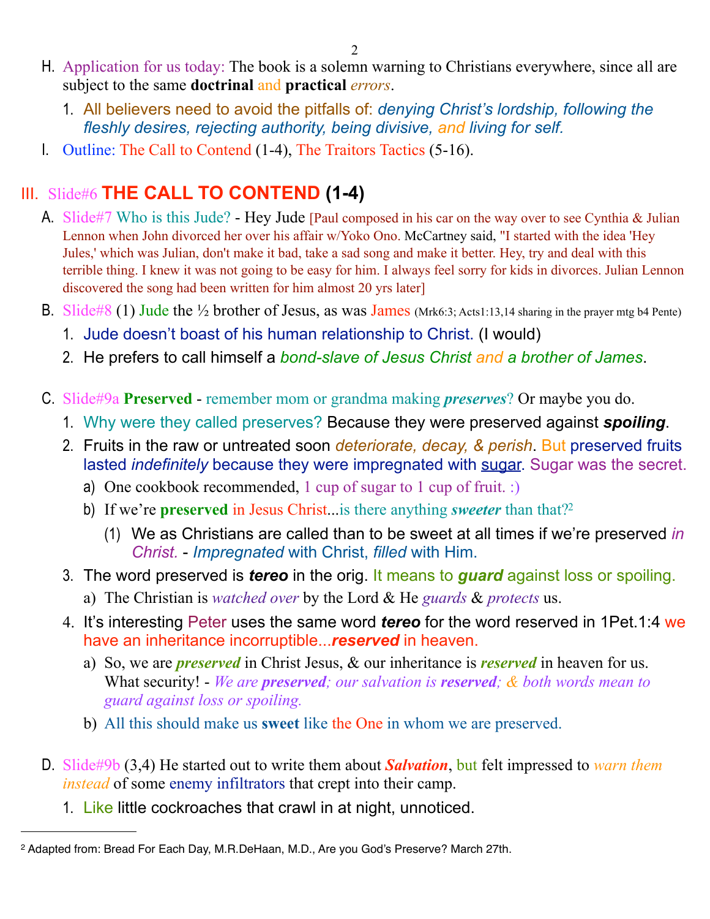H. Application for us today: The book is a solemn warning to Christians everywhere, since all are subject to the same **doctrinal** and **practical** *errors*.

   1. All believers need to avoid the pitfalls of: *denying Christ's lordship, following the fleshly desires, rejecting authority, being divisive, and living for self.*

I. Outline: The Call to Contend (1-4), The Traitors Tactics (5-16).

## III. Slide#6 **THE CALL TO CONTEND (1-4)**

A. Slide#7 Who is this Jude? - Hey Jude [Paul composed in his car on the way over to see Cynthia & Julian Lennon when John divorced her over his affair w/Yoko Ono. McCartney said, "I started with the idea 'Hey Jules,' which was Julian, don't make it bad, take a sad song and make it better. Hey, try and deal with this terrible thing. I knew it was not going to be easy for him. I always feel sorry for kids in divorces. Julian Lennon discovered the song had been written for him almost 20 yrs later]

B. Slide#8 (1) Jude the ½ brother of Jesus, as was James (Mrk6:3; Acts1:13,14 sharing in the prayer mtg b4 Pente)

   1. Jude doesn't boast of his human relationship to Christ. (I would)
   2. He prefers to call himself a *bond-slave of Jesus Christ and a brother of James*.

C. Slide#9a **Preserved** - remember mom or grandma making ***preserves***? Or maybe you do.

   1. Why were they called preserves? Because they were preserved against ***spoiling***.
   2. Fruits in the raw or untreated soon *deteriorate, decay, & perish*. But preserved fruits lasted *indefinitely* because they were impregnated with <u>sugar</u>. Sugar was the secret.
      a) One cookbook recommended, 1 cup of sugar to 1 cup of fruit. :)
      b) If we're **preserved** in Jesus Christ...is there anything ***sweeter*** than that?[2]
         (1) We as Christians are called than to be sweet at all times if we're preserved *in Christ.* - *Impregnated* with Christ, *filled* with Him.
   3. The word preserved is ***tereo*** in the orig. It means to ***guard*** against loss or spoiling.
      a) The Christian is *watched over* by the Lord & He *guards* & *protects* us.
   4. It's interesting Peter uses the same word ***tereo*** for the word reserved in 1Pet.1:4 we have an inheritance incorruptible...***reserved*** in heaven.
      a) So, we are ***preserved*** in Christ Jesus, & our inheritance is ***reserved*** in heaven for us. What security! - *We are **preserved**; our salvation is **reserved**; & both words mean to guard against loss or spoiling.*
      b) All this should make us **sweet** like the One in whom we are preserved.

D. Slide#9b (3,4) He started out to write them about ***Salvation***, but felt impressed to *warn them instead* of some enemy infiltrators that crept into their camp.

   1. Like little cockroaches that crawl in at night, unnoticed.

---

[2] Adapted from: Bread For Each Day, M.R.DeHaan, M.D., Are you God's Preserve? March 27th.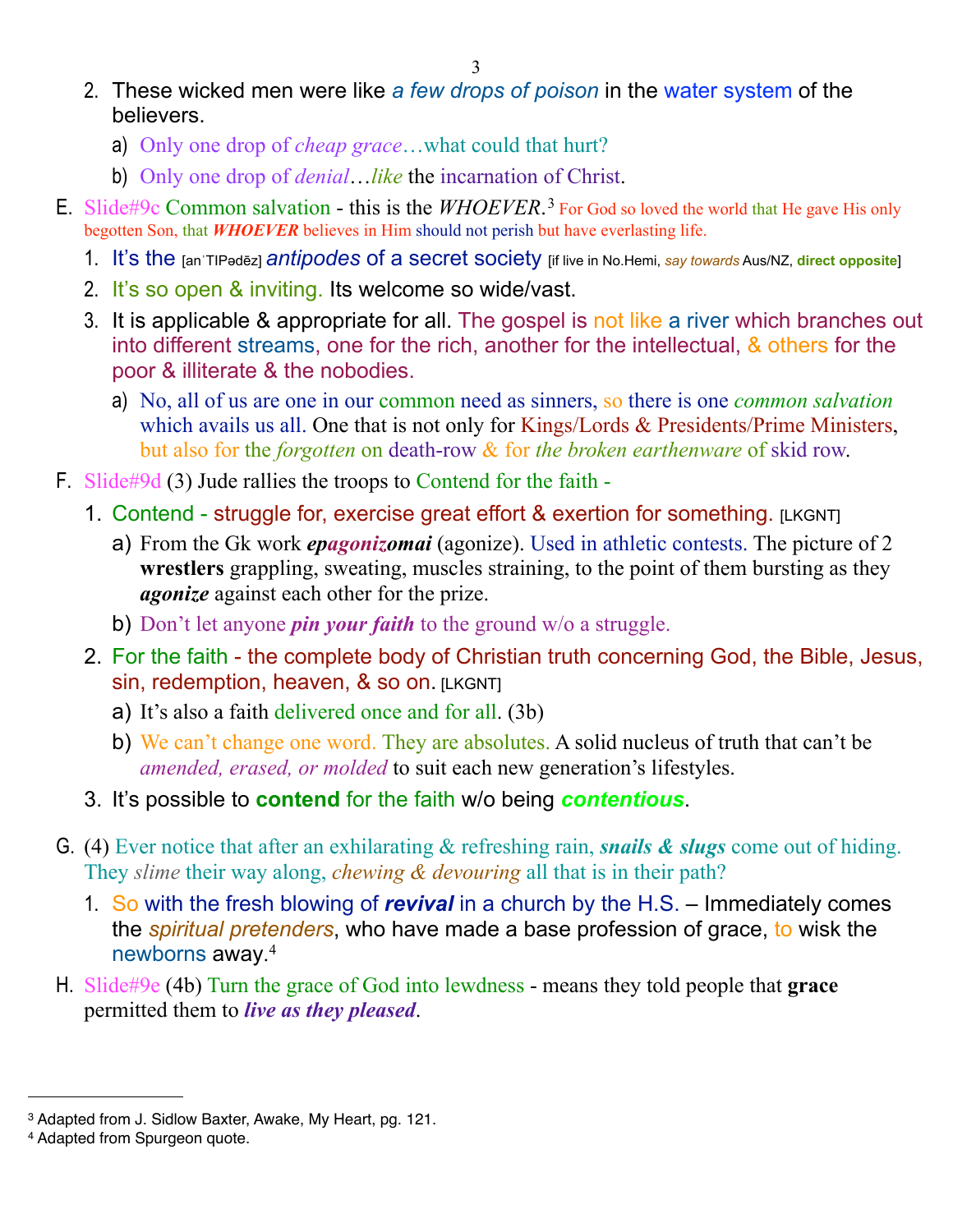2. These wicked men were like *a few drops of poison* in the water system of the believers.
    a) Only one drop of *cheap grace*…what could that hurt?
    b) Only one drop of *denial*…*like* the incarnation of Christ.

E. Slide#9c Common salvation - this is the *WHOEVER*.[3] For God so loved the world that He gave His only begotten Son, that ***WHOEVER*** believes in Him should not perish but have everlasting life.
    1. It's the [anˈTIPədēz] *antipodes* of a secret society [if live in No.Hemi, *say towards* Aus/NZ, **direct opposite**]
    2. It's so open & inviting. Its welcome so wide/vast.
    3. It is applicable & appropriate for all. The gospel is not like a river which branches out into different streams, one for the rich, another for the intellectual, & others for the poor & illiterate & the nobodies.
        a) No, all of us are one in our common need as sinners, so there is one *common salvation* which avails us all. One that is not only for Kings/Lords & Presidents/Prime Ministers, but also for the *forgotten* on death-row & for *the broken earthenware* of skid row.

F. Slide#9d (3) Jude rallies the troops to Contend for the faith -
    1. Contend - struggle for, exercise great effort & exertion for something. [LKGNT]
        a) From the Gk work ***epagonizomai*** (agonize). Used in athletic contests. The picture of 2 **wrestlers** grappling, sweating, muscles straining, to the point of them bursting as they ***agonize*** against each other for the prize.
        b) Don't let anyone ***pin your faith*** to the ground w/o a struggle.
    2. For the faith - the complete body of Christian truth concerning God, the Bible, Jesus, sin, redemption, heaven, & so on. [LKGNT]
        a) It's also a faith delivered once and for all. (3b)
        b) We can't change one word. They are absolutes. A solid nucleus of truth that can't be *amended, erased, or molded* to suit each new generation's lifestyles.
    3. It's possible to **contend** for the faith w/o being ***contentious***.

G. (4) Ever notice that after an exhilarating & refreshing rain, ***snails & slugs*** come out of hiding. They *slime* their way along, *chewing & devouring* all that is in their path?
    1. So with the fresh blowing of ***revival*** in a church by the H.S. – Immediately comes the *spiritual pretenders*, who have made a base profession of grace, to wisk the newborns away.[4]

H. Slide#9e (4b) Turn the grace of God into lewdness - means they told people that **grace** permitted them to ***live as they pleased***.

---

[3] Adapted from J. Sidlow Baxter, Awake, My Heart, pg. 121.
[4] Adapted from Spurgeon quote.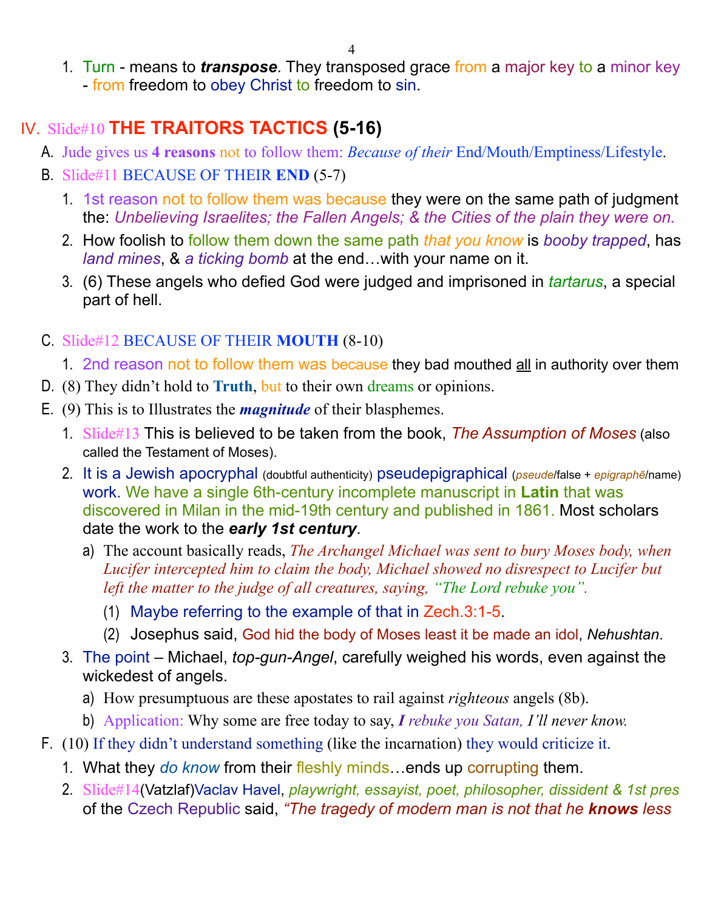1. Turn - means to ***transpose***. They transposed grace from a major key to a minor key - from freedom to obey Christ to freedom to sin.

## IV. Slide#10 **THE TRAITORS TACTICS (5-16)**

A. Jude gives us **4 reasons** not to follow them: *Because of their* End/Mouth/Emptiness/Lifestyle.

B. Slide#11 BECAUSE OF THEIR **END** (5-7)

1. 1st reason not to follow them was because they were on the same path of judgment the: *Unbelieving Israelites; the Fallen Angels; & the Cities of the plain they were on.*
2. How foolish to follow them down the same path *that you know* is *booby trapped*, has *land mines*, & *a ticking bomb* at the end…with your name on it.
3. (6) These angels who defied God were judged and imprisoned in *tartarus*, a special part of hell.

C. Slide#12 BECAUSE OF THEIR **MOUTH** (8-10)

1. 2nd reason not to follow them was because they bad mouthed <u>all</u> in authority over them

D. (8) They didn't hold to **Truth**, but to their own dreams or opinions.

E. (9) This is to Illustrates the ***magnitude*** of their blasphemes.

1. Slide#13 This is believed to be taken from the book, *The Assumption of Moses* (also called the Testament of Moses).
2. It is a Jewish apocryphal (doubtful authenticity) pseudepigraphical (*pseude*/false + *epigraphē*/name) work. We have a single 6th-century incomplete manuscript in **Latin** that was discovered in Milan in the mid-19th century and published in 1861. Most scholars date the work to the ***early 1st century***.
   a) The account basically reads, *The Archangel Michael was sent to bury Moses body, when Lucifer intercepted him to claim the body, Michael showed no disrespect to Lucifer but left the matter to the judge of all creatures, saying, "The Lord rebuke you".*
      (1) Maybe referring to the example of that in Zech.3:1-5.
      (2) Josephus said, God hid the body of Moses least it be made an idol, *Nehushtan*.
3. The point – Michael, *top-gun-Angel*, carefully weighed his words, even against the wickedest of angels.
   a) How presumptuous are these apostates to rail against *righteous* angels (8b).
   b) Application: Why some are free today to say, ***I** rebuke you Satan, I'll never know.*

F. (10) If they didn't understand something (like the incarnation) they would criticize it.

1. What they *do know* from their fleshly minds…ends up corrupting them.
2. Slide#14(Vatzlaf)Vaclav Havel, *playwright, essayist, poet, philosopher, dissident & 1st pres* of the Czech Republic said, *"The tragedy of modern man is not that he **knows** less*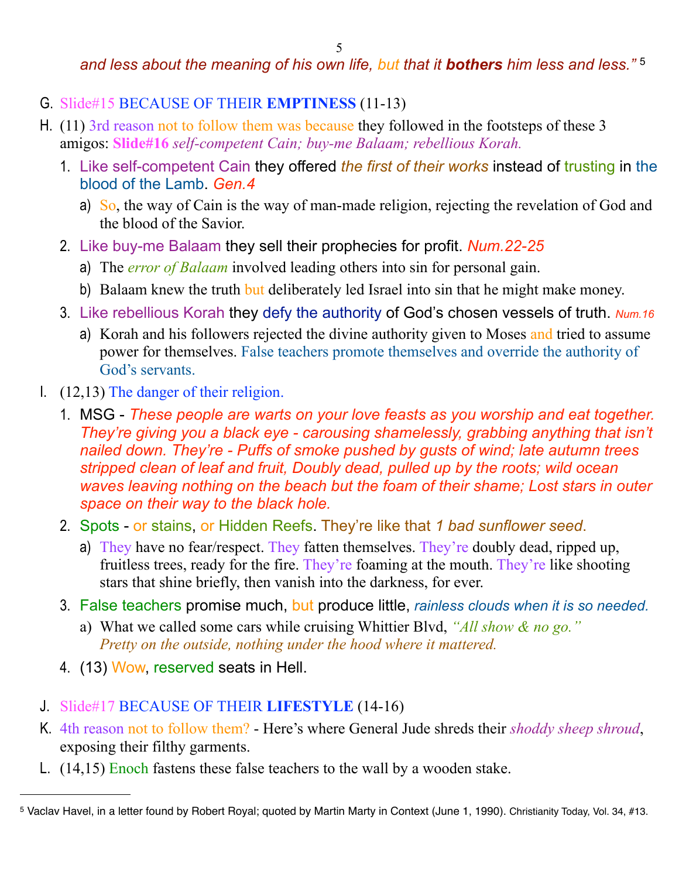*and less about the meaning of his own life, but that it **bothers** him less and less."* [5]

G. Slide#15 BECAUSE OF THEIR **EMPTINESS** (11-13)

H. (11) 3rd reason not to follow them was because they followed in the footsteps of these 3 amigos: **Slide#16** *self-competent Cain; buy-me Balaam; rebellious Korah.*

1. Like self-competent Cain they offered *the first of their works* instead of trusting in the blood of the Lamb. *Gen.4*
    a) So, the way of Cain is the way of man-made religion, rejecting the revelation of God and the blood of the Savior.
2. Like buy-me Balaam they sell their prophecies for profit. *Num.22-25*
    a) The *error of Balaam* involved leading others into sin for personal gain.
    b) Balaam knew the truth but deliberately led Israel into sin that he might make money.
3. Like rebellious Korah they defy the authority of God's chosen vessels of truth. *Num.16*
    a) Korah and his followers rejected the divine authority given to Moses and tried to assume power for themselves. False teachers promote themselves and override the authority of God's servants.

I. (12,13) The danger of their religion.

1. MSG - *These people are warts on your love feasts as you worship and eat together. They're giving you a black eye - carousing shamelessly, grabbing anything that isn't nailed down. They're - Puffs of smoke pushed by gusts of wind; late autumn trees stripped clean of leaf and fruit, Doubly dead, pulled up by the roots; wild ocean waves leaving nothing on the beach but the foam of their shame; Lost stars in outer space on their way to the black hole.*
2. Spots - or stains, or Hidden Reefs. They're like that *1 bad sunflower seed.*
    a) They have no fear/respect. They fatten themselves. They're doubly dead, ripped up, fruitless trees, ready for the fire. They're foaming at the mouth. They're like shooting stars that shine briefly, then vanish into the darkness, for ever.
3. False teachers promise much, but produce little, *rainless clouds when it is so needed.*
    a) What we called some cars while cruising Whittier Blvd, *"All show & no go." Pretty on the outside, nothing under the hood where it mattered.*
4. (13) Wow, reserved seats in Hell.

J. Slide#17 BECAUSE OF THEIR **LIFESTYLE** (14-16)

K. 4th reason not to follow them? - Here's where General Jude shreds their *shoddy sheep shroud*, exposing their filthy garments.

L. (14,15) Enoch fastens these false teachers to the wall by a wooden stake.

---

[5] Vaclav Havel, in a letter found by Robert Royal; quoted by Martin Marty in Context (June 1, 1990). Christianity Today, Vol. 34, #13.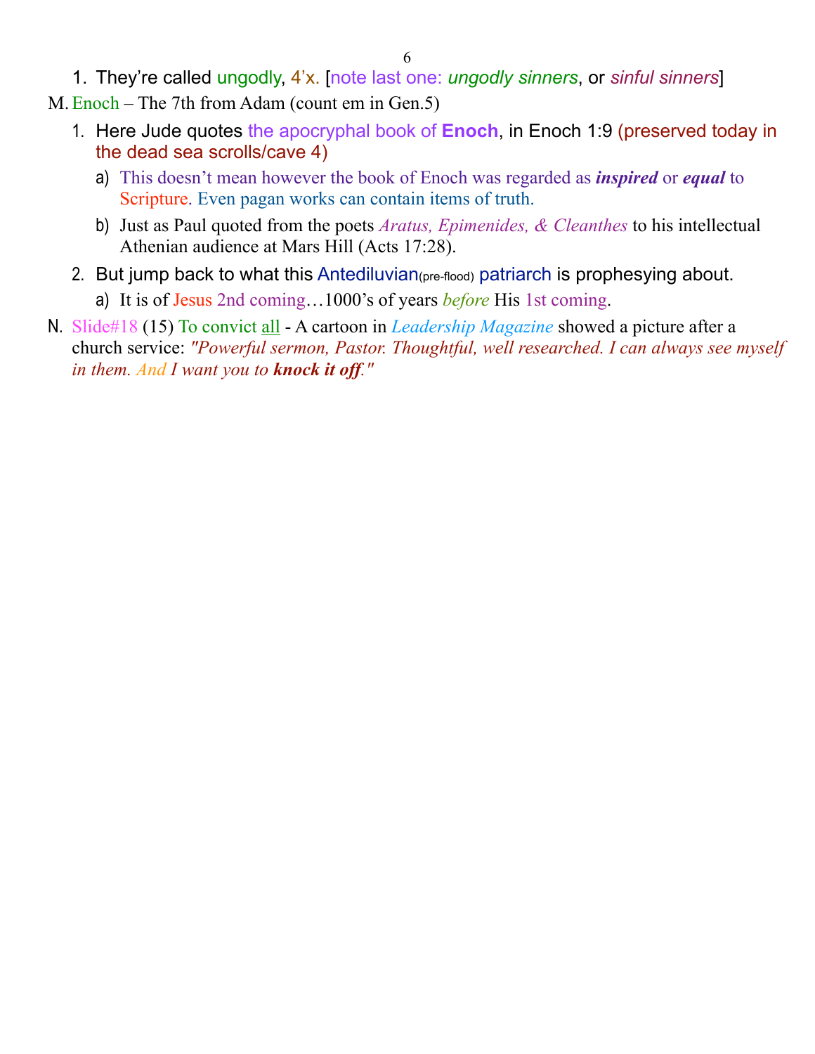1. They're called ungodly, 4'x. [note last one: *ungodly sinners*, or *sinful sinners*]

M. Enoch – The 7th from Adam (count em in Gen.5)

1. Here Jude quotes the apocryphal book of **Enoch**, in Enoch 1:9 (preserved today in the dead sea scrolls/cave 4)
    a) This doesn't mean however the book of Enoch was regarded as ***inspired*** or ***equal*** to Scripture. Even pagan works can contain items of truth.
    b) Just as Paul quoted from the poets *Aratus, Epimenides, & Cleanthes* to his intellectual Athenian audience at Mars Hill (Acts 17:28).
2. But jump back to what this Antediluvian(pre-flood) patriarch is prophesying about.
    a) It is of Jesus 2nd coming…1000's of years *before* His 1st coming.

N. Slide#18 (15) To convict <u>all</u> - A cartoon in *Leadership Magazine* showed a picture after a church service: *"Powerful sermon, Pastor. Thoughtful, well researched. I can always see myself in them. And I want you to **knock it off**."*